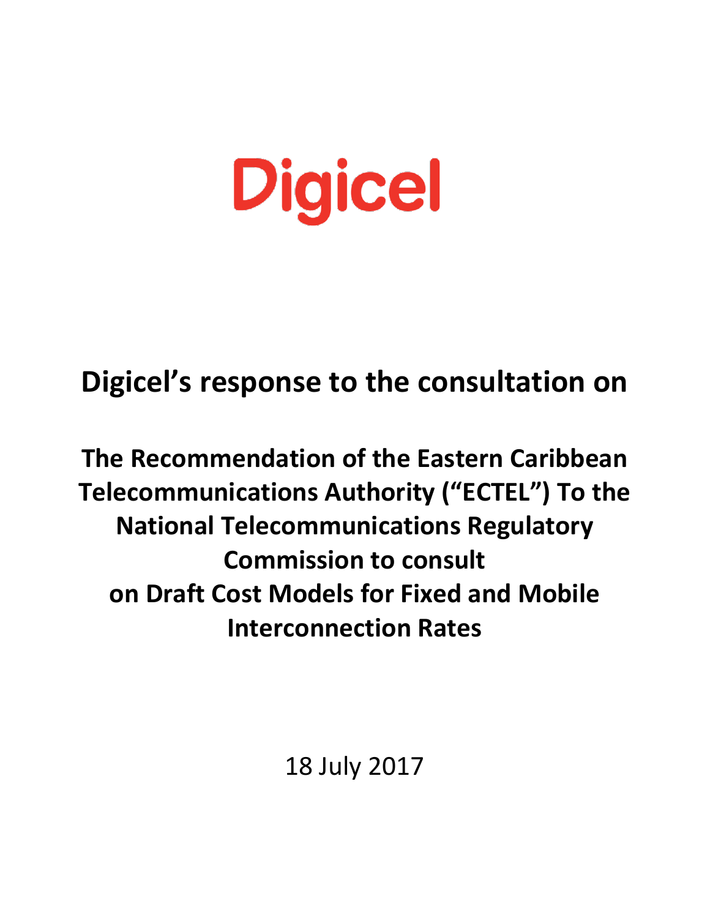# Digicel

## Digicel's response to the consultation on

## The Recommendation of the Eastern Caribbean Telecommunications Authority ("ECTEL") To the National Telecommunications Regulatory Commission to consult on Draft Cost Models for Fixed and Mobile Interconnection Rates

18 July 2017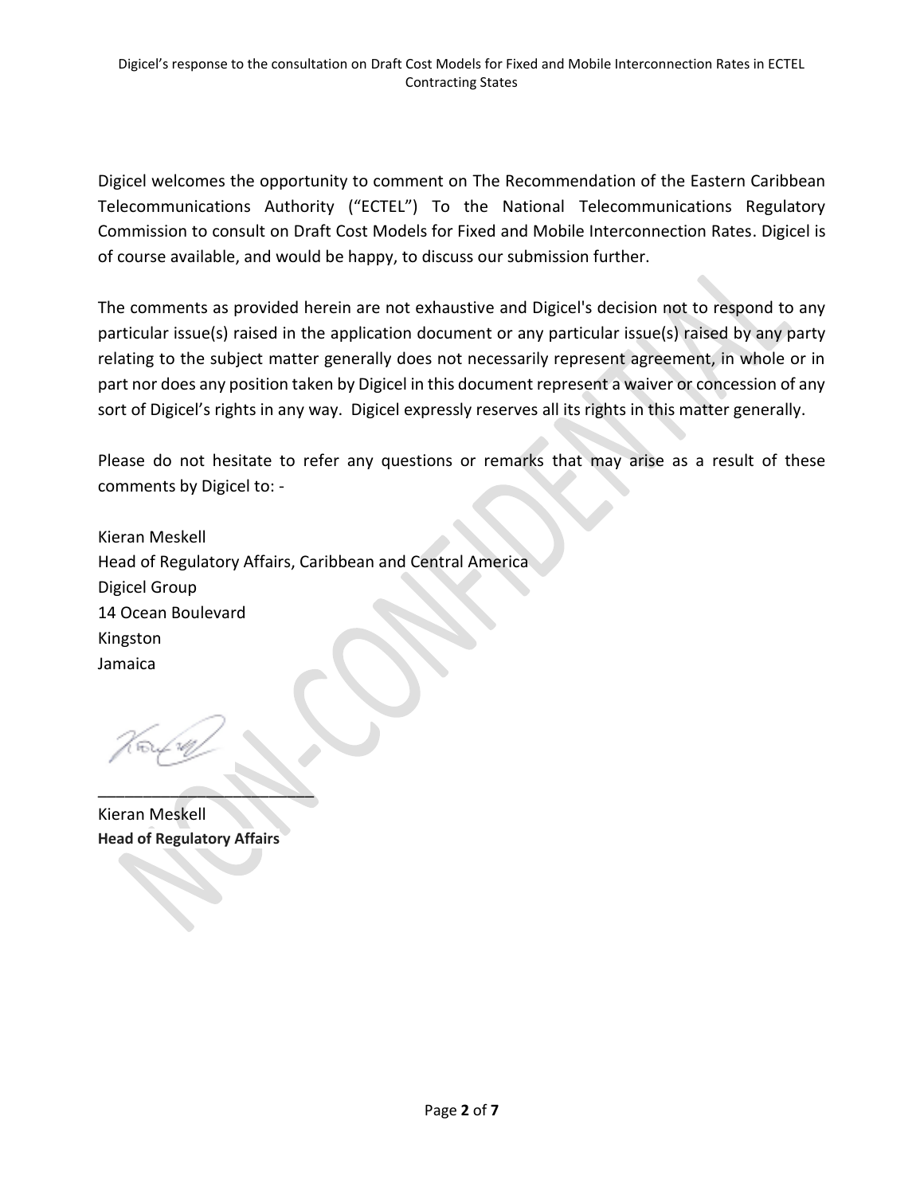Digicel welcomes the opportunity to comment on The Recommendation of the Eastern Caribbean Telecommunications Authority ("ECTEL") To the National Telecommunications Regulatory Commission to consult on Draft Cost Models for Fixed and Mobile Interconnection Rates. Digicel is of course available, and would be happy, to discuss our submission further.

The comments as provided herein are not exhaustive and Digicel's decision not to respond to any particular issue(s) raised in the application document or any particular issue(s) raised by any party relating to the subject matter generally does not necessarily represent agreement, in whole or in part nor does any position taken by Digicel in this document represent a waiver or concession of any sort of Digicel's rights in any way. Digicel expressly reserves all its rights in this matter generally.

Please do not hesitate to refer any questions or remarks that may arise as a result of these comments by Digicel to: -

Kieran Meskell
Head of Regulatory Affairs, Caribbean and Central America
Digicel Group
14 Ocean Boulevard
Kingston
Jamaica

\_\_\_\_\_\_\_\_\_\_\_\_\_\_\_\_\_\_\_\_\_\_\_\_\_

Kieran Meskell
**Head of Regulatory Affairs**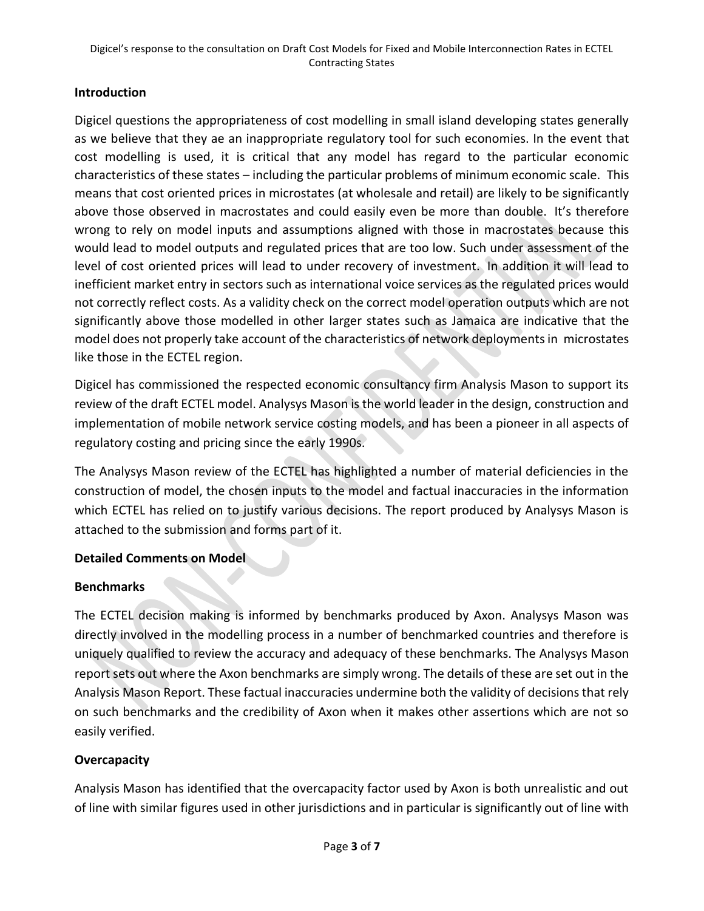## Introduction

Digicel questions the appropriateness of cost modelling in small island developing states generally as we believe that they ae an inappropriate regulatory tool for such economies. In the event that cost modelling is used, it is critical that any model has regard to the particular economic characteristics of these states – including the particular problems of minimum economic scale. This means that cost oriented prices in microstates (at wholesale and retail) are likely to be significantly above those observed in macrostates and could easily even be more than double. It's therefore wrong to rely on model inputs and assumptions aligned with those in macrostates because this would lead to model outputs and regulated prices that are too low. Such under assessment of the level of cost oriented prices will lead to under recovery of investment. In addition it will lead to inefficient market entry in sectors such as international voice services as the regulated prices would not correctly reflect costs. As a validity check on the correct model operation outputs which are not significantly above those modelled in other larger states such as Jamaica are indicative that the model does not properly take account of the characteristics of network deployments in microstates like those in the ECTEL region.

Digicel has commissioned the respected economic consultancy firm Analysis Mason to support its review of the draft ECTEL model. Analysys Mason is the world leader in the design, construction and implementation of mobile network service costing models, and has been a pioneer in all aspects of regulatory costing and pricing since the early 1990s.

The Analysys Mason review of the ECTEL has highlighted a number of material deficiencies in the construction of model, the chosen inputs to the model and factual inaccuracies in the information which ECTEL has relied on to justify various decisions. The report produced by Analysys Mason is attached to the submission and forms part of it.

## Detailed Comments on Model

### Benchmarks

The ECTEL decision making is informed by benchmarks produced by Axon. Analysys Mason was directly involved in the modelling process in a number of benchmarked countries and therefore is uniquely qualified to review the accuracy and adequacy of these benchmarks. The Analysys Mason report sets out where the Axon benchmarks are simply wrong. The details of these are set out in the Analysis Mason Report. These factual inaccuracies undermine both the validity of decisions that rely on such benchmarks and the credibility of Axon when it makes other assertions which are not so easily verified.

### Overcapacity

Analysis Mason has identified that the overcapacity factor used by Axon is both unrealistic and out of line with similar figures used in other jurisdictions and in particular is significantly out of line with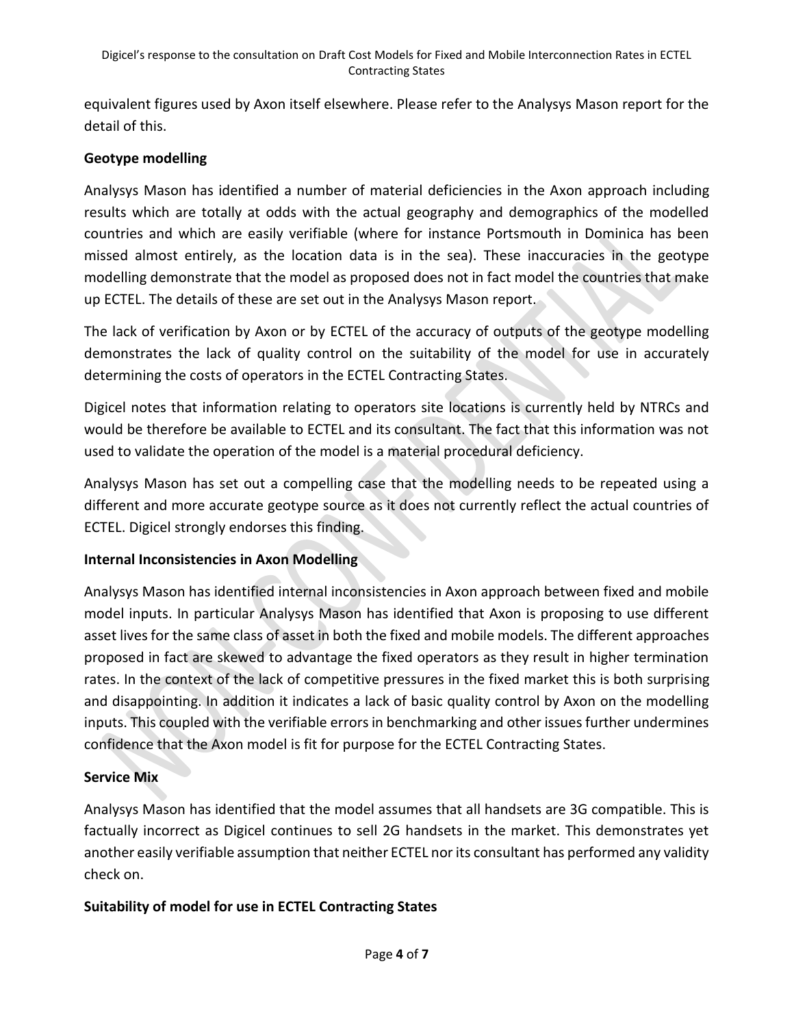equivalent figures used by Axon itself elsewhere. Please refer to the Analysys Mason report for the detail of this.

**Geotype modelling**

Analysys Mason has identified a number of material deficiencies in the Axon approach including results which are totally at odds with the actual geography and demographics of the modelled countries and which are easily verifiable (where for instance Portsmouth in Dominica has been missed almost entirely, as the location data is in the sea). These inaccuracies in the geotype modelling demonstrate that the model as proposed does not in fact model the countries that make up ECTEL. The details of these are set out in the Analysys Mason report.

The lack of verification by Axon or by ECTEL of the accuracy of outputs of the geotype modelling demonstrates the lack of quality control on the suitability of the model for use in accurately determining the costs of operators in the ECTEL Contracting States.

Digicel notes that information relating to operators site locations is currently held by NTRCs and would be therefore be available to ECTEL and its consultant. The fact that this information was not used to validate the operation of the model is a material procedural deficiency.

Analysys Mason has set out a compelling case that the modelling needs to be repeated using a different and more accurate geotype source as it does not currently reflect the actual countries of ECTEL. Digicel strongly endorses this finding.

**Internal Inconsistencies in Axon Modelling**

Analysys Mason has identified internal inconsistencies in Axon approach between fixed and mobile model inputs. In particular Analysys Mason has identified that Axon is proposing to use different asset lives for the same class of asset in both the fixed and mobile models. The different approaches proposed in fact are skewed to advantage the fixed operators as they result in higher termination rates. In the context of the lack of competitive pressures in the fixed market this is both surprising and disappointing. In addition it indicates a lack of basic quality control by Axon on the modelling inputs. This coupled with the verifiable errors in benchmarking and other issues further undermines confidence that the Axon model is fit for purpose for the ECTEL Contracting States.

**Service Mix**

Analysys Mason has identified that the model assumes that all handsets are 3G compatible. This is factually incorrect as Digicel continues to sell 2G handsets in the market. This demonstrates yet another easily verifiable assumption that neither ECTEL nor its consultant has performed any validity check on.

**Suitability of model for use in ECTEL Contracting States**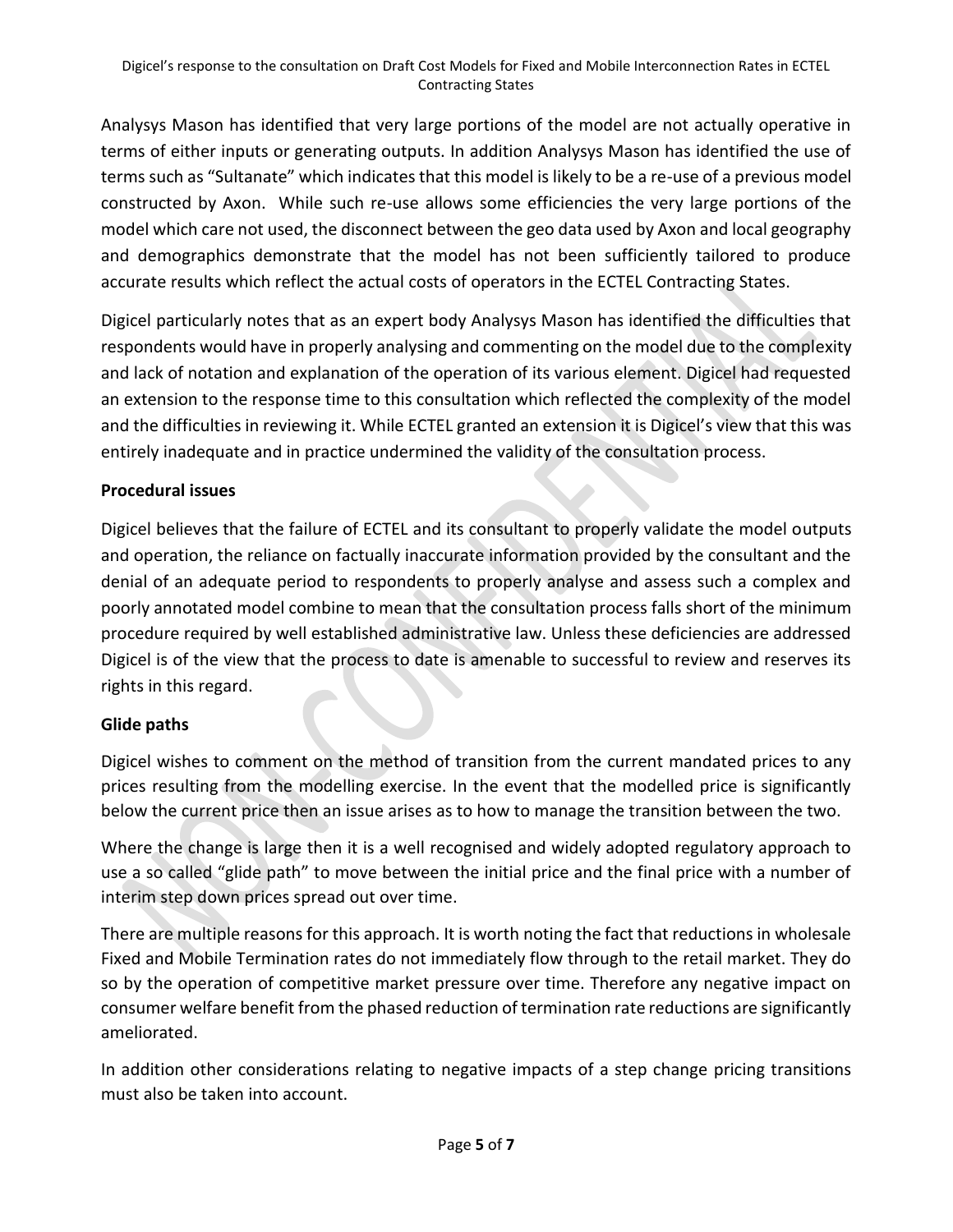Analysys Mason has identified that very large portions of the model are not actually operative in terms of either inputs or generating outputs. In addition Analysys Mason has identified the use of terms such as "Sultanate" which indicates that this model is likely to be a re-use of a previous model constructed by Axon. While such re-use allows some efficiencies the very large portions of the model which care not used, the disconnect between the geo data used by Axon and local geography and demographics demonstrate that the model has not been sufficiently tailored to produce accurate results which reflect the actual costs of operators in the ECTEL Contracting States.

Digicel particularly notes that as an expert body Analysys Mason has identified the difficulties that respondents would have in properly analysing and commenting on the model due to the complexity and lack of notation and explanation of the operation of its various element. Digicel had requested an extension to the response time to this consultation which reflected the complexity of the model and the difficulties in reviewing it. While ECTEL granted an extension it is Digicel's view that this was entirely inadequate and in practice undermined the validity of the consultation process.

**Procedural issues**

Digicel believes that the failure of ECTEL and its consultant to properly validate the model outputs and operation, the reliance on factually inaccurate information provided by the consultant and the denial of an adequate period to respondents to properly analyse and assess such a complex and poorly annotated model combine to mean that the consultation process falls short of the minimum procedure required by well established administrative law. Unless these deficiencies are addressed Digicel is of the view that the process to date is amenable to successful to review and reserves its rights in this regard.

**Glide paths**

Digicel wishes to comment on the method of transition from the current mandated prices to any prices resulting from the modelling exercise. In the event that the modelled price is significantly below the current price then an issue arises as to how to manage the transition between the two.

Where the change is large then it is a well recognised and widely adopted regulatory approach to use a so called "glide path" to move between the initial price and the final price with a number of interim step down prices spread out over time.

There are multiple reasons for this approach. It is worth noting the fact that reductions in wholesale Fixed and Mobile Termination rates do not immediately flow through to the retail market. They do so by the operation of competitive market pressure over time. Therefore any negative impact on consumer welfare benefit from the phased reduction of termination rate reductions are significantly ameliorated.

In addition other considerations relating to negative impacts of a step change pricing transitions must also be taken into account.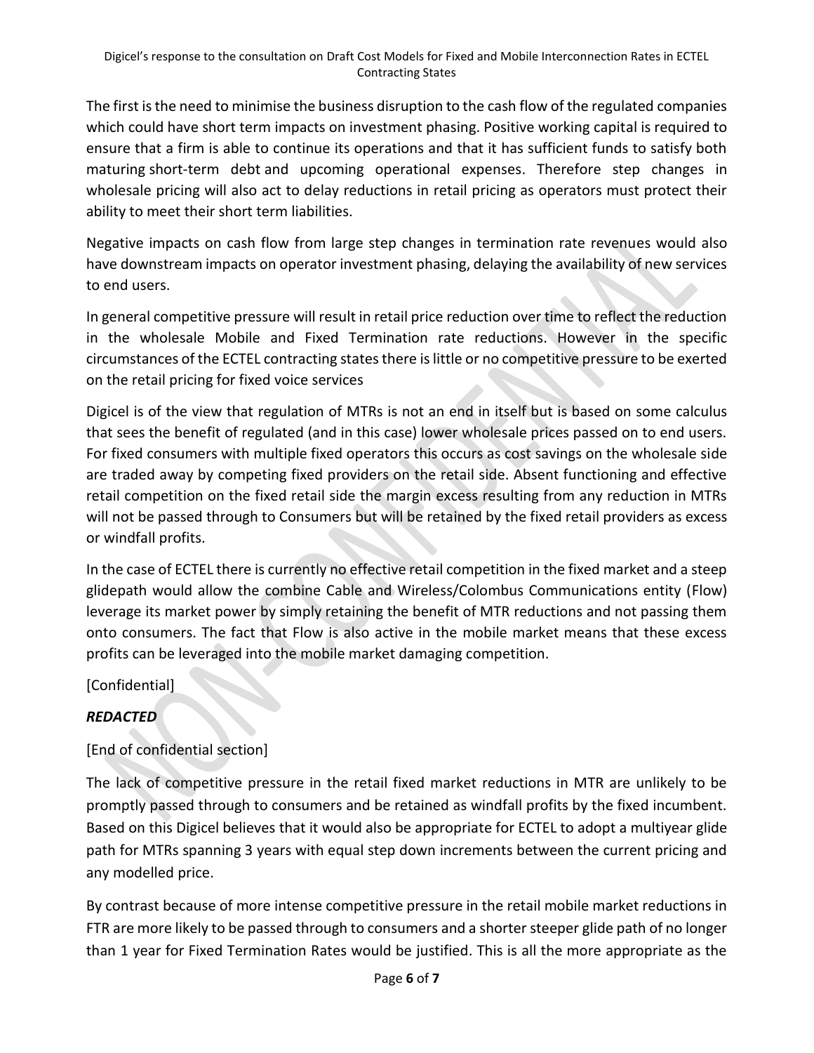The first is the need to minimise the business disruption to the cash flow of the regulated companies which could have short term impacts on investment phasing. Positive working capital is required to ensure that a firm is able to continue its operations and that it has sufficient funds to satisfy both maturing short-term debt and upcoming operational expenses. Therefore step changes in wholesale pricing will also act to delay reductions in retail pricing as operators must protect their ability to meet their short term liabilities.

Negative impacts on cash flow from large step changes in termination rate revenues would also have downstream impacts on operator investment phasing, delaying the availability of new services to end users.

In general competitive pressure will result in retail price reduction over time to reflect the reduction in the wholesale Mobile and Fixed Termination rate reductions. However in the specific circumstances of the ECTEL contracting states there is little or no competitive pressure to be exerted on the retail pricing for fixed voice services

Digicel is of the view that regulation of MTRs is not an end in itself but is based on some calculus that sees the benefit of regulated (and in this case) lower wholesale prices passed on to end users. For fixed consumers with multiple fixed operators this occurs as cost savings on the wholesale side are traded away by competing fixed providers on the retail side. Absent functioning and effective retail competition on the fixed retail side the margin excess resulting from any reduction in MTRs will not be passed through to Consumers but will be retained by the fixed retail providers as excess or windfall profits.

In the case of ECTEL there is currently no effective retail competition in the fixed market and a steep glidepath would allow the combine Cable and Wireless/Colombus Communications entity (Flow) leverage its market power by simply retaining the benefit of MTR reductions and not passing them onto consumers. The fact that Flow is also active in the mobile market means that these excess profits can be leveraged into the mobile market damaging competition.

[Confidential]

***REDACTED***

[End of confidential section]

The lack of competitive pressure in the retail fixed market reductions in MTR are unlikely to be promptly passed through to consumers and be retained as windfall profits by the fixed incumbent. Based on this Digicel believes that it would also be appropriate for ECTEL to adopt a multiyear glide path for MTRs spanning 3 years with equal step down increments between the current pricing and any modelled price.

By contrast because of more intense competitive pressure in the retail mobile market reductions in FTR are more likely to be passed through to consumers and a shorter steeper glide path of no longer than 1 year for Fixed Termination Rates would be justified. This is all the more appropriate as the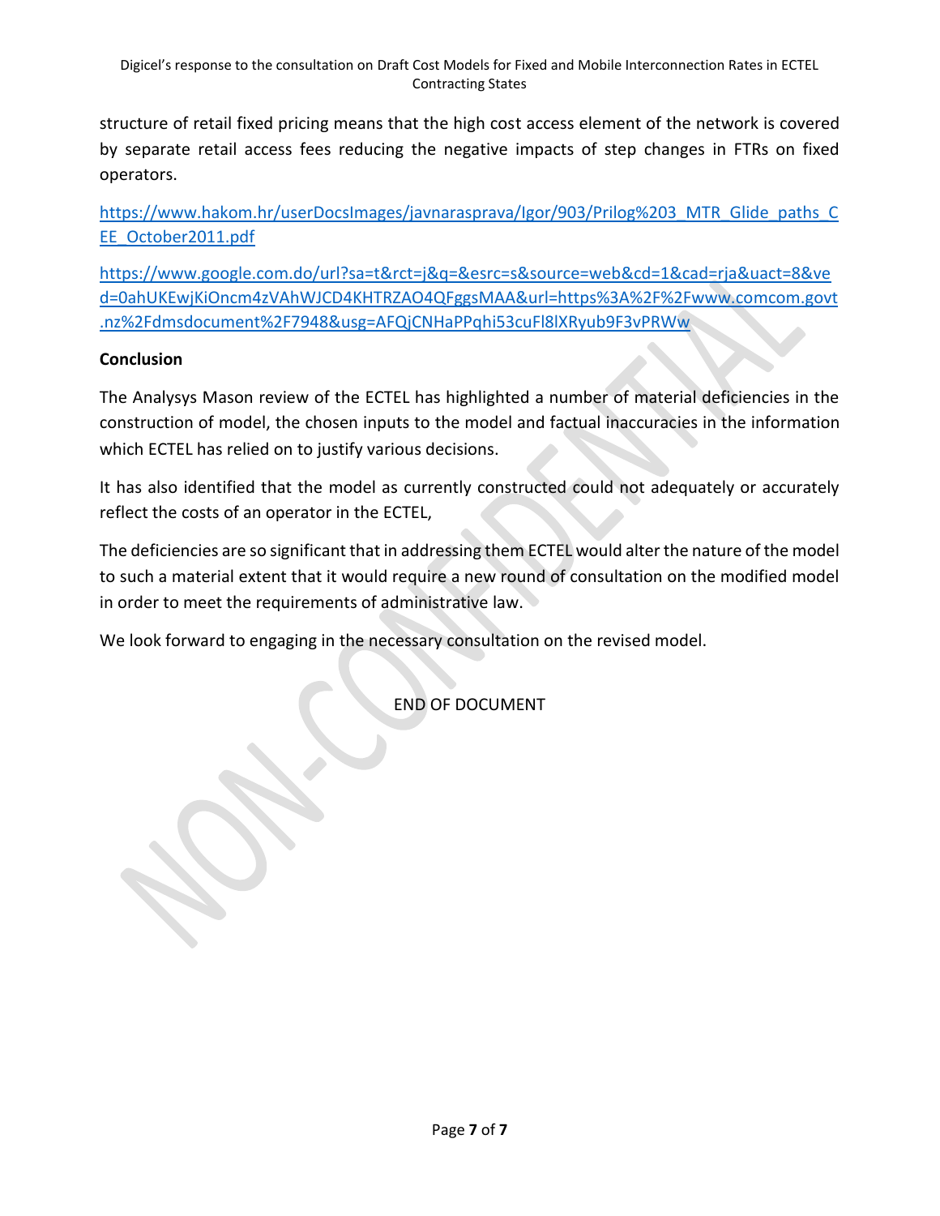structure of retail fixed pricing means that the high cost access element of the network is covered by separate retail access fees reducing the negative impacts of step changes in FTRs on fixed operators.

https://www.hakom.hr/userDocsImages/javnarasprava/Igor/903/Prilog%203_MTR_Glide_paths_CEE_October2011.pdf

https://www.google.com.do/url?sa=t&rct=j&q=&esrc=s&source=web&cd=1&cad=rja&uact=8&ved=0ahUKEwjKiOncm4zVAhWJCD4KHTRZAO4QFggsMAA&url=https%3A%2F%2Fwww.comcom.govt.nz%2Fdmsdocument%2F7948&usg=AFQjCNHaPPqhi53cuFl8lXRyub9F3vPRWw

**Conclusion**

The Analysys Mason review of the ECTEL has highlighted a number of material deficiencies in the construction of model, the chosen inputs to the model and factual inaccuracies in the information which ECTEL has relied on to justify various decisions.

It has also identified that the model as currently constructed could not adequately or accurately reflect the costs of an operator in the ECTEL,

The deficiencies are so significant that in addressing them ECTEL would alter the nature of the model to such a material extent that it would require a new round of consultation on the modified model in order to meet the requirements of administrative law.

We look forward to engaging in the necessary consultation on the revised model.

END OF DOCUMENT